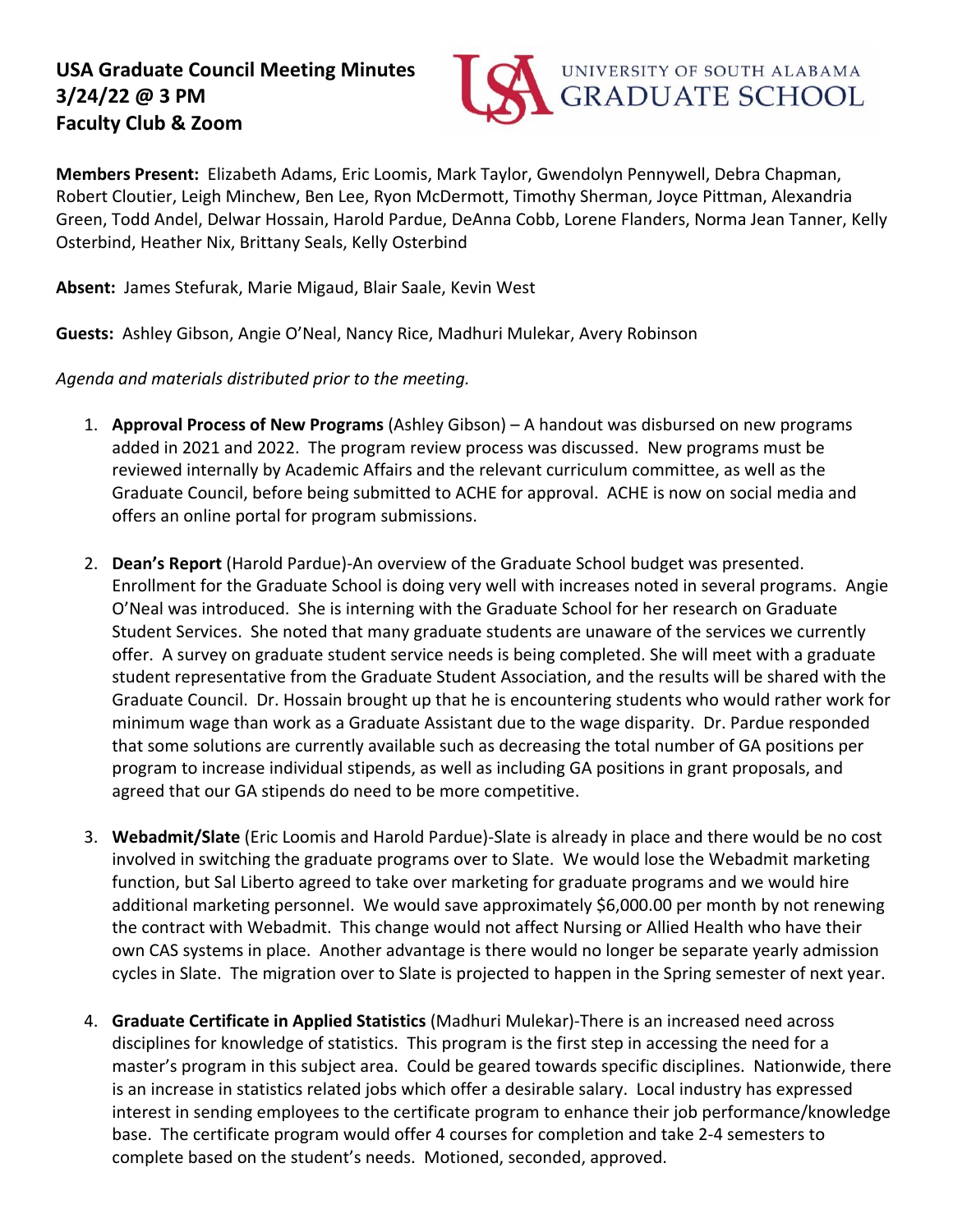**USA Graduate Council Meeting Minutes**
**3/24/22 @ 3 PM**
**Faculty Club & Zoom**

UNIVERSITY OF SOUTH ALABAMA GRADUATE SCHOOL

**Members Present:** Elizabeth Adams, Eric Loomis, Mark Taylor, Gwendolyn Pennywell, Debra Chapman, Robert Cloutier, Leigh Minchew, Ben Lee, Ryon McDermott, Timothy Sherman, Joyce Pittman, Alexandria Green, Todd Andel, Delwar Hossain, Harold Pardue, DeAnna Cobb, Lorene Flanders, Norma Jean Tanner, Kelly Osterbind, Heather Nix, Brittany Seals, Kelly Osterbind

**Absent:** James Stefurak, Marie Migaud, Blair Saale, Kevin West

**Guests:** Ashley Gibson, Angie O'Neal, Nancy Rice, Madhuri Mulekar, Avery Robinson

*Agenda and materials distributed prior to the meeting.*

1. **Approval Process of New Programs** (Ashley Gibson) – A handout was disbursed on new programs added in 2021 and 2022. The program review process was discussed. New programs must be reviewed internally by Academic Affairs and the relevant curriculum committee, as well as the Graduate Council, before being submitted to ACHE for approval. ACHE is now on social media and offers an online portal for program submissions.

2. **Dean's Report** (Harold Pardue)-An overview of the Graduate School budget was presented. Enrollment for the Graduate School is doing very well with increases noted in several programs. Angie O'Neal was introduced. She is interning with the Graduate School for her research on Graduate Student Services. She noted that many graduate students are unaware of the services we currently offer. A survey on graduate student service needs is being completed. She will meet with a graduate student representative from the Graduate Student Association, and the results will be shared with the Graduate Council. Dr. Hossain brought up that he is encountering students who would rather work for minimum wage than work as a Graduate Assistant due to the wage disparity. Dr. Pardue responded that some solutions are currently available such as decreasing the total number of GA positions per program to increase individual stipends, as well as including GA positions in grant proposals, and agreed that our GA stipends do need to be more competitive.

3. **Webadmit/Slate** (Eric Loomis and Harold Pardue)-Slate is already in place and there would be no cost involved in switching the graduate programs over to Slate. We would lose the Webadmit marketing function, but Sal Liberto agreed to take over marketing for graduate programs and we would hire additional marketing personnel. We would save approximately $6,000.00 per month by not renewing the contract with Webadmit. This change would not affect Nursing or Allied Health who have their own CAS systems in place. Another advantage is there would no longer be separate yearly admission cycles in Slate. The migration over to Slate is projected to happen in the Spring semester of next year.

4. **Graduate Certificate in Applied Statistics** (Madhuri Mulekar)-There is an increased need across disciplines for knowledge of statistics. This program is the first step in accessing the need for a master's program in this subject area. Could be geared towards specific disciplines. Nationwide, there is an increase in statistics related jobs which offer a desirable salary. Local industry has expressed interest in sending employees to the certificate program to enhance their job performance/knowledge base. The certificate program would offer 4 courses for completion and take 2-4 semesters to complete based on the student's needs. Motioned, seconded, approved.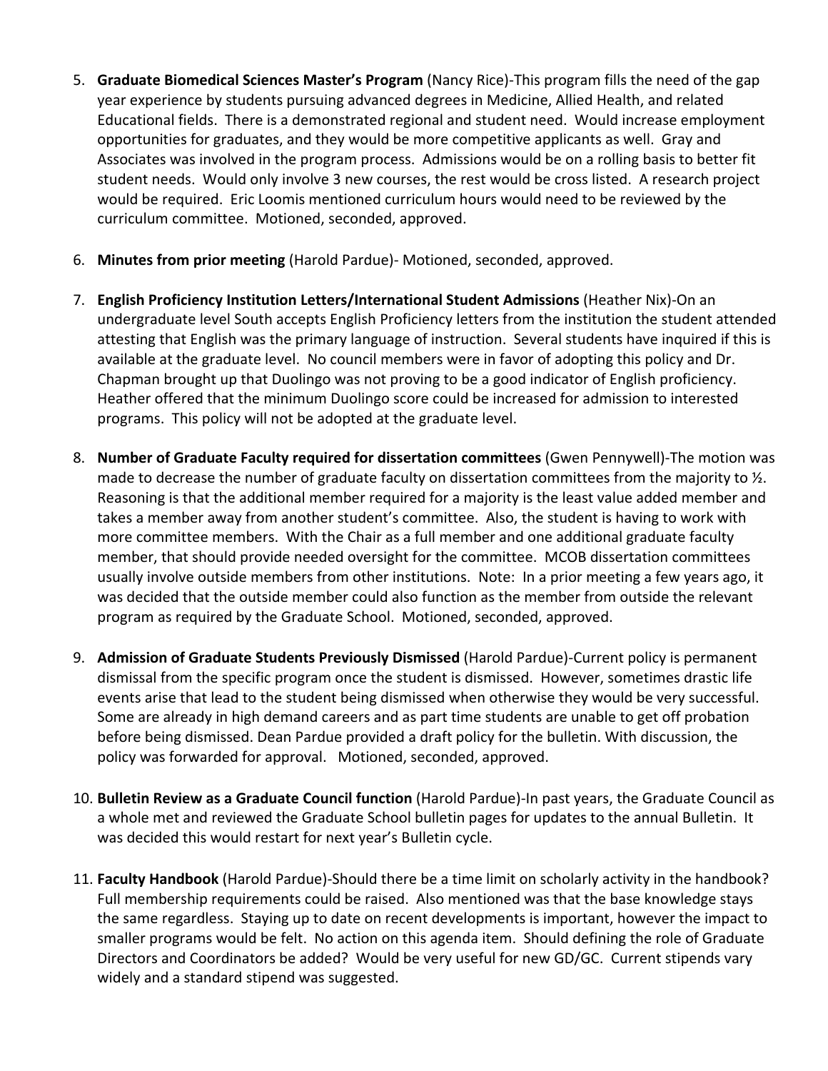5. **Graduate Biomedical Sciences Master's Program** (Nancy Rice)-This program fills the need of the gap year experience by students pursuing advanced degrees in Medicine, Allied Health, and related Educational fields. There is a demonstrated regional and student need. Would increase employment opportunities for graduates, and they would be more competitive applicants as well. Gray and Associates was involved in the program process. Admissions would be on a rolling basis to better fit student needs. Would only involve 3 new courses, the rest would be cross listed. A research project would be required. Eric Loomis mentioned curriculum hours would need to be reviewed by the curriculum committee. Motioned, seconded, approved.

6. **Minutes from prior meeting** (Harold Pardue)- Motioned, seconded, approved.

7. **English Proficiency Institution Letters/International Student Admissions** (Heather Nix)-On an undergraduate level South accepts English Proficiency letters from the institution the student attended attesting that English was the primary language of instruction. Several students have inquired if this is available at the graduate level. No council members were in favor of adopting this policy and Dr. Chapman brought up that Duolingo was not proving to be a good indicator of English proficiency. Heather offered that the minimum Duolingo score could be increased for admission to interested programs. This policy will not be adopted at the graduate level.

8. **Number of Graduate Faculty required for dissertation committees** (Gwen Pennywell)-The motion was made to decrease the number of graduate faculty on dissertation committees from the majority to ½. Reasoning is that the additional member required for a majority is the least value added member and takes a member away from another student's committee. Also, the student is having to work with more committee members. With the Chair as a full member and one additional graduate faculty member, that should provide needed oversight for the committee. MCOB dissertation committees usually involve outside members from other institutions. Note: In a prior meeting a few years ago, it was decided that the outside member could also function as the member from outside the relevant program as required by the Graduate School. Motioned, seconded, approved.

9. **Admission of Graduate Students Previously Dismissed** (Harold Pardue)-Current policy is permanent dismissal from the specific program once the student is dismissed. However, sometimes drastic life events arise that lead to the student being dismissed when otherwise they would be very successful. Some are already in high demand careers and as part time students are unable to get off probation before being dismissed. Dean Pardue provided a draft policy for the bulletin. With discussion, the policy was forwarded for approval. Motioned, seconded, approved.

10. **Bulletin Review as a Graduate Council function** (Harold Pardue)-In past years, the Graduate Council as a whole met and reviewed the Graduate School bulletin pages for updates to the annual Bulletin. It was decided this would restart for next year's Bulletin cycle.

11. **Faculty Handbook** (Harold Pardue)-Should there be a time limit on scholarly activity in the handbook? Full membership requirements could be raised. Also mentioned was that the base knowledge stays the same regardless. Staying up to date on recent developments is important, however the impact to smaller programs would be felt. No action on this agenda item. Should defining the role of Graduate Directors and Coordinators be added? Would be very useful for new GD/GC. Current stipends vary widely and a standard stipend was suggested.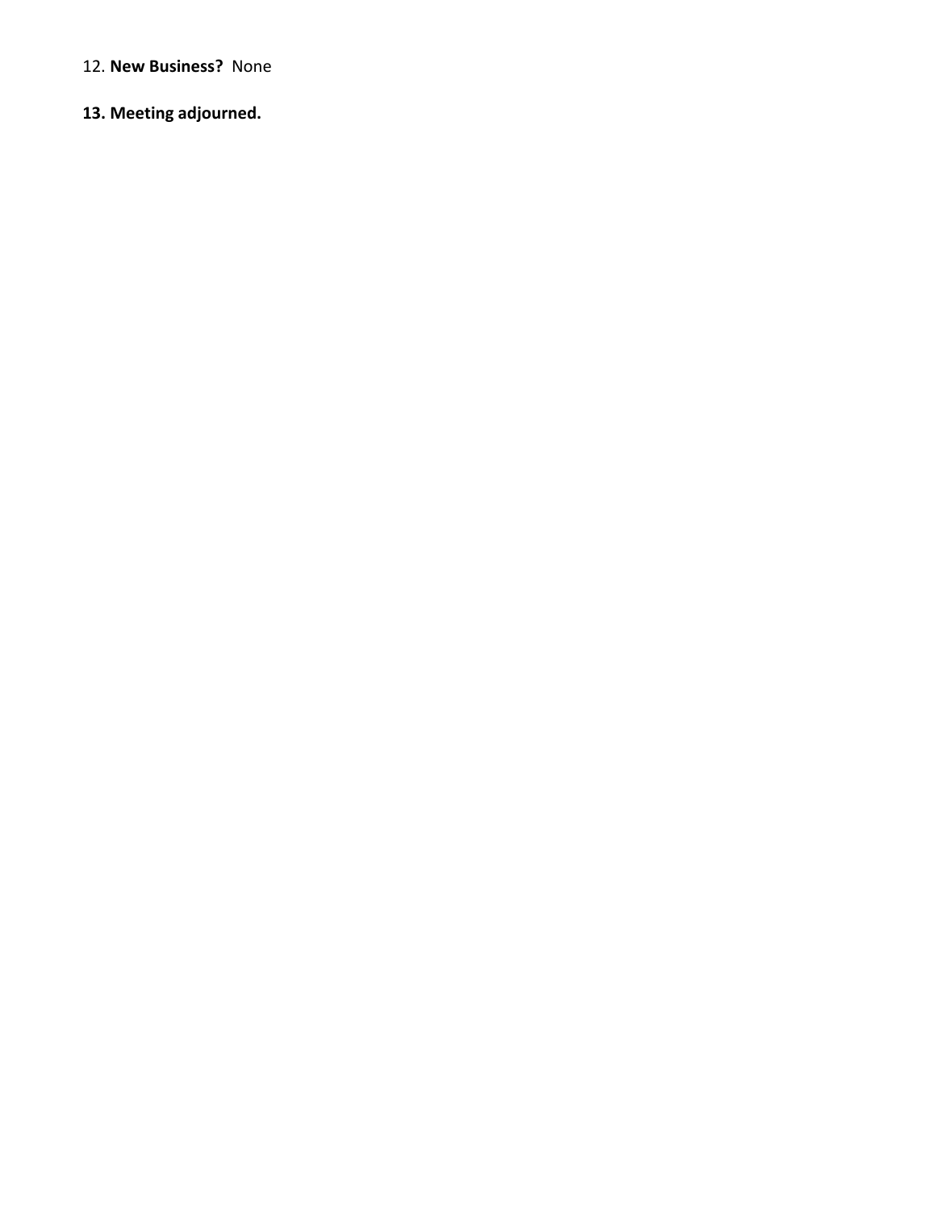12. **New Business?** None

**13. Meeting adjourned.**